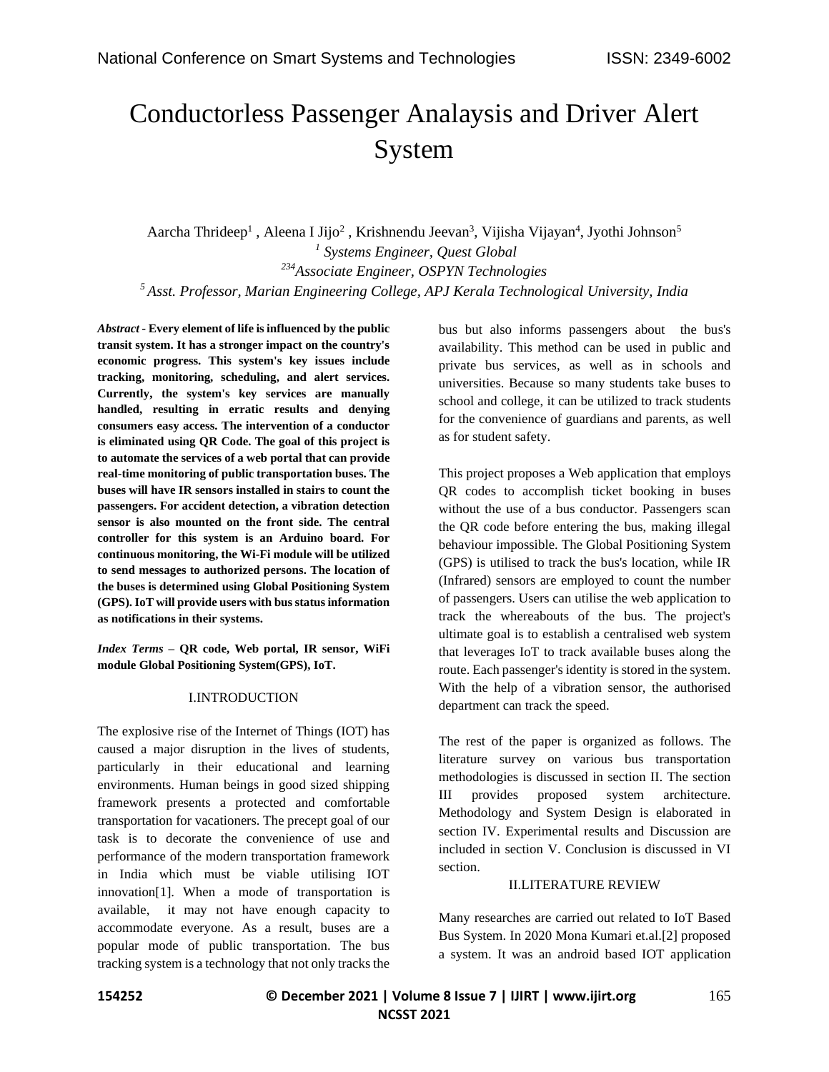# Conductorless Passenger Analaysis and Driver Alert System

Aarcha Thrideep[1] , Aleena I Jijo[2] , Krishnendu Jeevan[3], Vijisha Vijayan[4], Jyothi Johnson[5]

*[1] Systems Engineer, Quest Global*

*[234] Associate Engineer, OSPYN Technologies*

*[5] Asst. Professor, Marian Engineering College, APJ Kerala Technological University, India*

***Abstract* - Every element of life is influenced by the public transit system. It has a stronger impact on the country's economic progress. This system's key issues include tracking, monitoring, scheduling, and alert services. Currently, the system's key services are manually handled, resulting in erratic results and denying consumers easy access. The intervention of a conductor is eliminated using QR Code. The goal of this project is to automate the services of a web portal that can provide real-time monitoring of public transportation buses. The buses will have IR sensors installed in stairs to count the passengers. For accident detection, a vibration detection sensor is also mounted on the front side. The central controller for this system is an Arduino board. For continuous monitoring, the Wi-Fi module will be utilized to send messages to authorized persons. The location of the buses is determined using Global Positioning System (GPS). IoT will provide users with bus status information as notifications in their systems.**

***Index Terms* – QR code, Web portal, IR sensor, WiFi module Global Positioning System(GPS), IoT.**

## I.INTRODUCTION

The explosive rise of the Internet of Things (IOT) has caused a major disruption in the lives of students, particularly in their educational and learning environments. Human beings in good sized shipping framework presents a protected and comfortable transportation for vacationers. The precept goal of our task is to decorate the convenience of use and performance of the modern transportation framework in India which must be viable utilising IOT innovation[1]. When a mode of transportation is available, it may not have enough capacity to accommodate everyone. As a result, buses are a popular mode of public transportation. The bus tracking system is a technology that not only tracks the bus but also informs passengers about the bus's availability. This method can be used in public and private bus services, as well as in schools and universities. Because so many students take buses to school and college, it can be utilized to track students for the convenience of guardians and parents, as well as for student safety.

This project proposes a Web application that employs QR codes to accomplish ticket booking in buses without the use of a bus conductor. Passengers scan the QR code before entering the bus, making illegal behaviour impossible. The Global Positioning System (GPS) is utilised to track the bus's location, while IR (Infrared) sensors are employed to count the number of passengers. Users can utilise the web application to track the whereabouts of the bus. The project's ultimate goal is to establish a centralised web system that leverages IoT to track available buses along the route. Each passenger's identity is stored in the system. With the help of a vibration sensor, the authorised department can track the speed.

The rest of the paper is organized as follows. The literature survey on various bus transportation methodologies is discussed in section II. The section III provides proposed system architecture. Methodology and System Design is elaborated in section IV. Experimental results and Discussion are included in section V. Conclusion is discussed in VI section.

## II.LITERATURE REVIEW

Many researches are carried out related to IoT Based Bus System. In 2020 Mona Kumari et.al.[2] proposed a system. It was an android based IOT application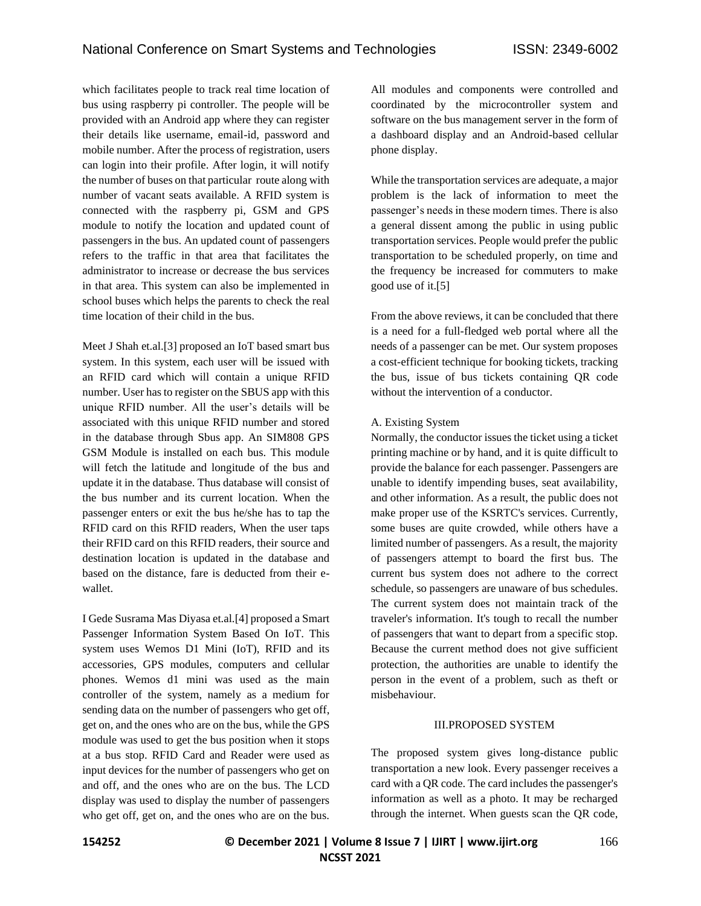which facilitates people to track real time location of bus using raspberry pi controller. The people will be provided with an Android app where they can register their details like username, email-id, password and mobile number. After the process of registration, users can login into their profile. After login, it will notify the number of buses on that particular route along with number of vacant seats available. A RFID system is connected with the raspberry pi, GSM and GPS module to notify the location and updated count of passengers in the bus. An updated count of passengers refers to the traffic in that area that facilitates the administrator to increase or decrease the bus services in that area. This system can also be implemented in school buses which helps the parents to check the real time location of their child in the bus.

Meet J Shah et.al.[3] proposed an IoT based smart bus system. In this system, each user will be issued with an RFID card which will contain a unique RFID number. User has to register on the SBUS app with this unique RFID number. All the user's details will be associated with this unique RFID number and stored in the database through Sbus app. An SIM808 GPS GSM Module is installed on each bus. This module will fetch the latitude and longitude of the bus and update it in the database. Thus database will consist of the bus number and its current location. When the passenger enters or exit the bus he/she has to tap the RFID card on this RFID readers, When the user taps their RFID card on this RFID readers, their source and destination location is updated in the database and based on the distance, fare is deducted from their e-wallet.

I Gede Susrama Mas Diyasa et.al.[4] proposed a Smart Passenger Information System Based On IoT. This system uses Wemos D1 Mini (IoT), RFID and its accessories, GPS modules, computers and cellular phones. Wemos d1 mini was used as the main controller of the system, namely as a medium for sending data on the number of passengers who get off, get on, and the ones who are on the bus, while the GPS module was used to get the bus position when it stops at a bus stop. RFID Card and Reader were used as input devices for the number of passengers who get on and off, and the ones who are on the bus. The LCD display was used to display the number of passengers who get off, get on, and the ones who are on the bus. All modules and components were controlled and coordinated by the microcontroller system and software on the bus management server in the form of a dashboard display and an Android-based cellular phone display.

While the transportation services are adequate, a major problem is the lack of information to meet the passenger's needs in these modern times. There is also a general dissent among the public in using public transportation services. People would prefer the public transportation to be scheduled properly, on time and the frequency be increased for commuters to make good use of it.[5]

From the above reviews, it can be concluded that there is a need for a full-fledged web portal where all the needs of a passenger can be met. Our system proposes a cost-efficient technique for booking tickets, tracking the bus, issue of bus tickets containing QR code without the intervention of a conductor.

### A. Existing System

Normally, the conductor issues the ticket using a ticket printing machine or by hand, and it is quite difficult to provide the balance for each passenger. Passengers are unable to identify impending buses, seat availability, and other information. As a result, the public does not make proper use of the KSRTC's services. Currently, some buses are quite crowded, while others have a limited number of passengers. As a result, the majority of passengers attempt to board the first bus. The current bus system does not adhere to the correct schedule, so passengers are unaware of bus schedules. The current system does not maintain track of the traveler's information. It's tough to recall the number of passengers that want to depart from a specific stop. Because the current method does not give sufficient protection, the authorities are unable to identify the person in the event of a problem, such as theft or misbehaviour.

## III.PROPOSED SYSTEM

The proposed system gives long-distance public transportation a new look. Every passenger receives a card with a QR code. The card includes the passenger's information as well as a photo. It may be recharged through the internet. When guests scan the QR code,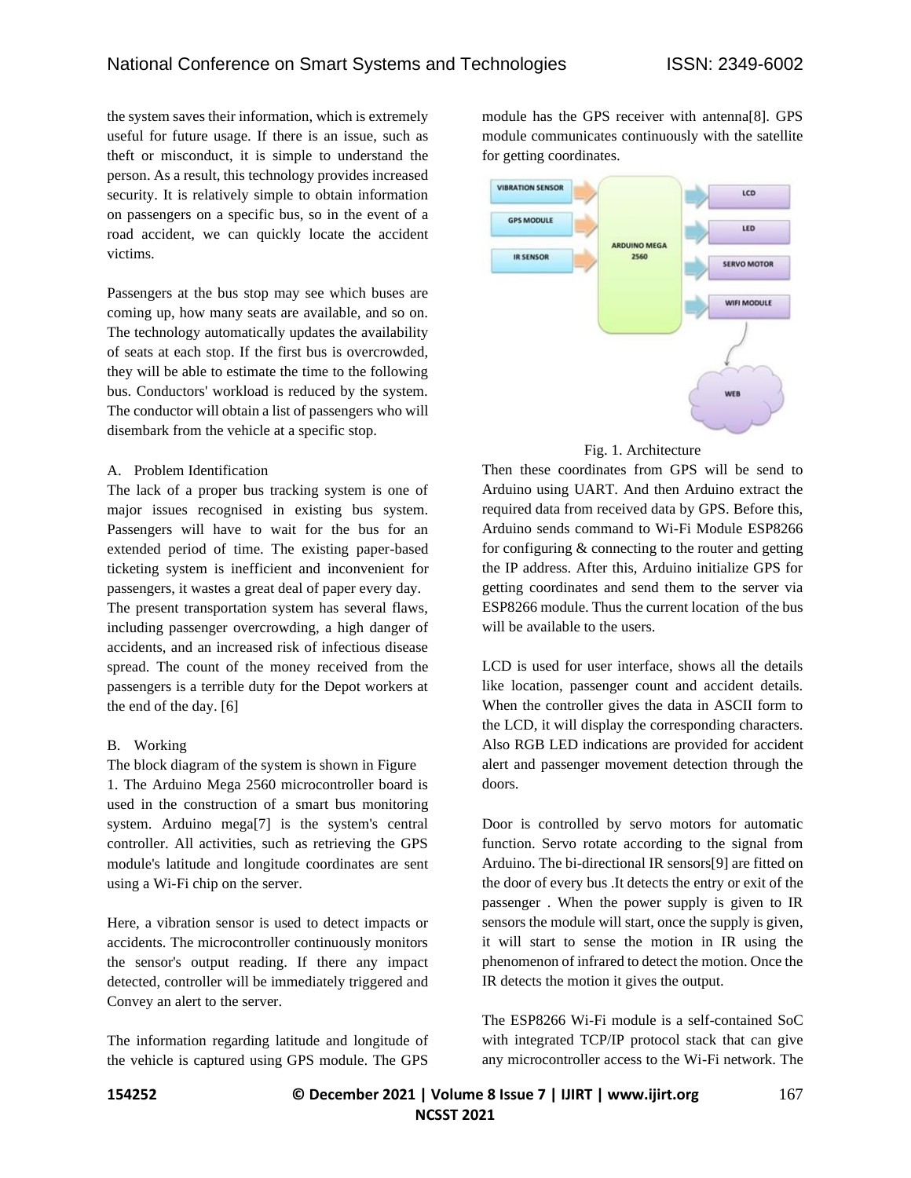the system saves their information, which is extremely useful for future usage. If there is an issue, such as theft or misconduct, it is simple to understand the person. As a result, this technology provides increased security. It is relatively simple to obtain information on passengers on a specific bus, so in the event of a road accident, we can quickly locate the accident victims.

Passengers at the bus stop may see which buses are coming up, how many seats are available, and so on. The technology automatically updates the availability of seats at each stop. If the first bus is overcrowded, they will be able to estimate the time to the following bus. Conductors' workload is reduced by the system. The conductor will obtain a list of passengers who will disembark from the vehicle at a specific stop.

### A. Problem Identification

The lack of a proper bus tracking system is one of major issues recognised in existing bus system. Passengers will have to wait for the bus for an extended period of time. The existing paper-based ticketing system is inefficient and inconvenient for passengers, it wastes a great deal of paper every day. The present transportation system has several flaws, including passenger overcrowding, a high danger of accidents, and an increased risk of infectious disease spread. The count of the money received from the passengers is a terrible duty for the Depot workers at the end of the day. [6]

### B. Working

The block diagram of the system is shown in Figure 1. The Arduino Mega 2560 microcontroller board is used in the construction of a smart bus monitoring system. Arduino mega[7] is the system's central controller. All activities, such as retrieving the GPS module's latitude and longitude coordinates are sent using a Wi-Fi chip on the server.

Here, a vibration sensor is used to detect impacts or accidents. The microcontroller continuously monitors the sensor's output reading. If there any impact detected, controller will be immediately triggered and Convey an alert to the server.

The information regarding latitude and longitude of the vehicle is captured using GPS module. The GPS module has the GPS receiver with antenna[8]. GPS module communicates continuously with the satellite for getting coordinates.

Fig. 1. Architecture

Then these coordinates from GPS will be send to Arduino using UART. And then Arduino extract the required data from received data by GPS. Before this, Arduino sends command to Wi-Fi Module ESP8266 for configuring & connecting to the router and getting the IP address. After this, Arduino initialize GPS for getting coordinates and send them to the server via ESP8266 module. Thus the current location of the bus will be available to the users.

LCD is used for user interface, shows all the details like location, passenger count and accident details. When the controller gives the data in ASCII form to the LCD, it will display the corresponding characters. Also RGB LED indications are provided for accident alert and passenger movement detection through the doors.

Door is controlled by servo motors for automatic function. Servo rotate according to the signal from Arduino. The bi-directional IR sensors[9] are fitted on the door of every bus .It detects the entry or exit of the passenger . When the power supply is given to IR sensors the module will start, once the supply is given, it will start to sense the motion in IR using the phenomenon of infrared to detect the motion. Once the IR detects the motion it gives the output.

The ESP8266 Wi-Fi module is a self-contained SoC with integrated TCP/IP protocol stack that can give any microcontroller access to the Wi-Fi network. The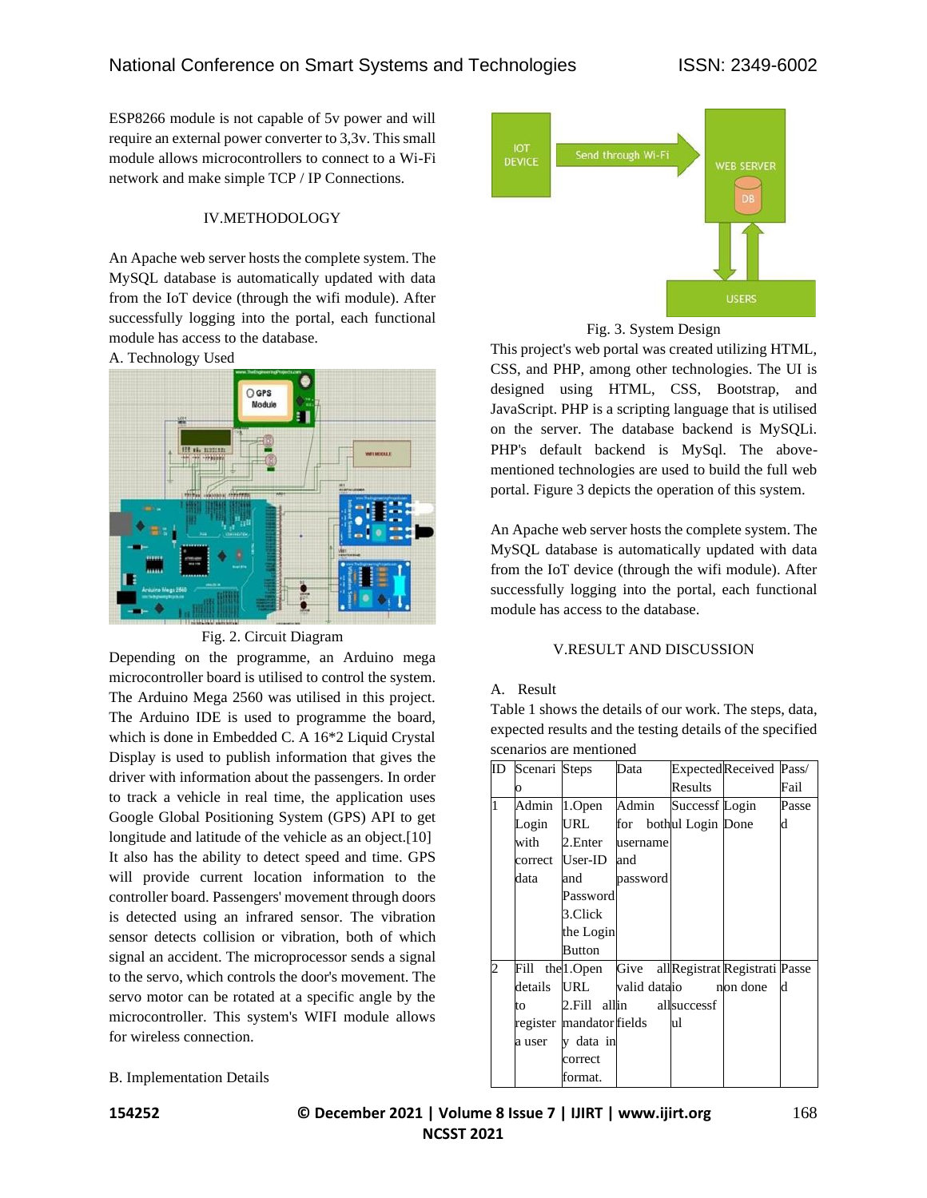ESP8266 module is not capable of 5v power and will require an external power converter to 3,3v. This small module allows microcontrollers to connect to a Wi-Fi network and make simple TCP / IP Connections.

## IV.METHODOLOGY

An Apache web server hosts the complete system. The MySQL database is automatically updated with data from the IoT device (through the wifi module). After successfully logging into the portal, each functional module has access to the database.

A. Technology Used

Fig. 2. Circuit Diagram

Depending on the programme, an Arduino mega microcontroller board is utilised to control the system. The Arduino Mega 2560 was utilised in this project. The Arduino IDE is used to programme the board, which is done in Embedded C. A 16*2 Liquid Crystal Display is used to publish information that gives the driver with information about the passengers. In order to track a vehicle in real time, the application uses Google Global Positioning System (GPS) API to get longitude and latitude of the vehicle as an object.[10] It also has the ability to detect speed and time. GPS will provide current location information to the controller board. Passengers' movement through doors is detected using an infrared sensor. The vibration sensor detects collision or vibration, both of which signal an accident. The microprocessor sends a signal to the servo, which controls the door's movement. The servo motor can be rotated at a specific angle by the microcontroller. This system's WIFI module allows for wireless connection.

B. Implementation Details

Fig. 3. System Design

This project's web portal was created utilizing HTML, CSS, and PHP, among other technologies. The UI is designed using HTML, CSS, Bootstrap, and JavaScript. PHP is a scripting language that is utilised on the server. The database backend is MySQLi. PHP's default backend is MySql. The above-mentioned technologies are used to build the full web portal. Figure 3 depicts the operation of this system.

An Apache web server hosts the complete system. The MySQL database is automatically updated with data from the IoT device (through the wifi module). After successfully logging into the portal, each functional module has access to the database.

## V.RESULT AND DISCUSSION

A. Result

Table 1 shows the details of our work. The steps, data, expected results and the testing details of the specified scenarios are mentioned

| ID | Scenario | Steps | Data | Expected Results | Received | Pass/ Fail |
|---|---|---|---|---|---|---|
| 1 | Admin Login with correct data | 1.Open URL 2.Enter User-ID and Password 3.Click the Login Button | Admin for both username and password | Successful Login | Login Done | Passed |
| 2 | Fill the details to register a user | 1.Open URL 2.Fill all mandatory data in correct format. | Give all valid data in all fields | Registration successful | Registration done | Passed |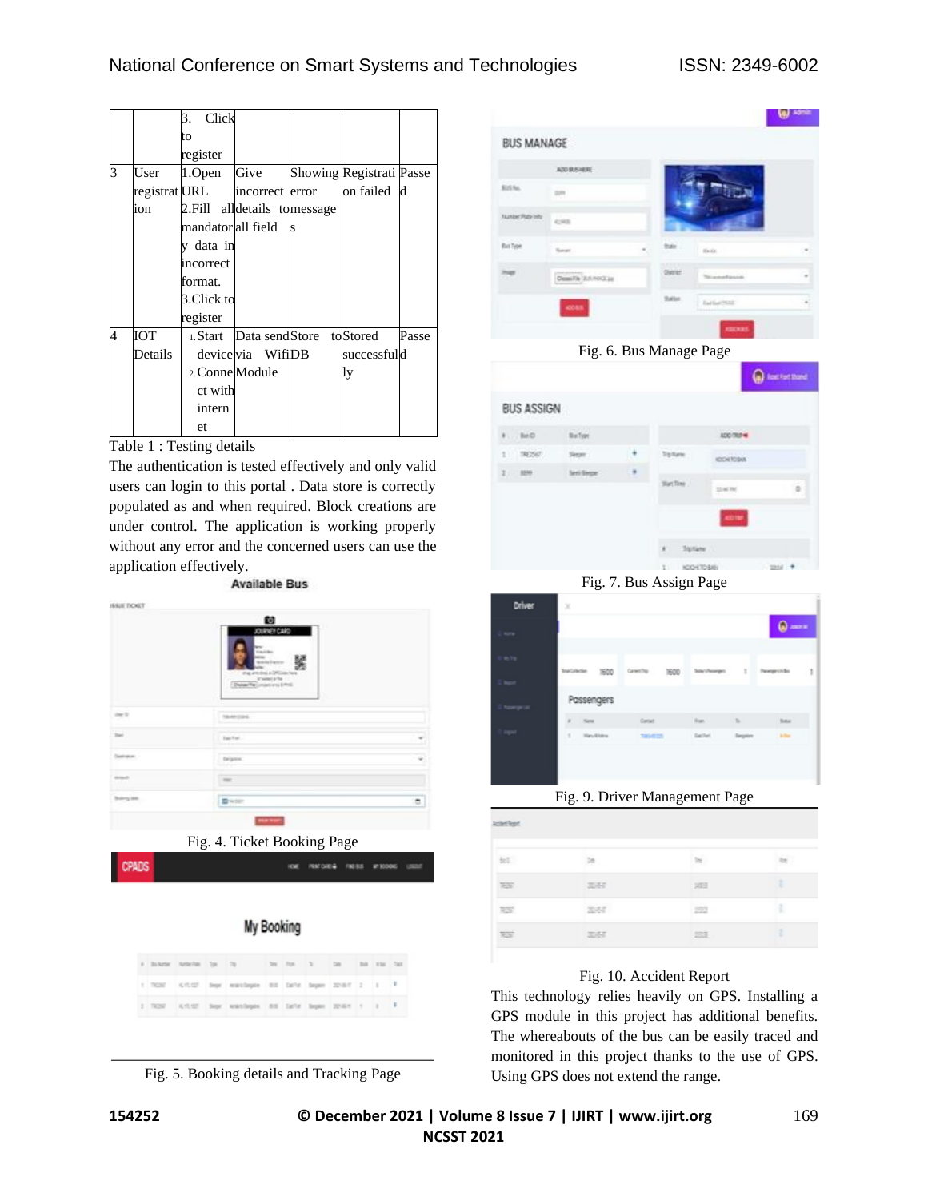|  |  | 3. Click to register |  |  |  |  |
|---|---|---|---|---|---|---|
| 3 | User registration | 1.Open URL 2.Fill all mandatory data in incorrect format. 3.Click to register | Give incorrect details to all field | Showing error message s | Registration failed | Passed |
| 4 | IOT Details | 1. Start device 2. Connect with internet | Data send via Wifi Module | Store to DB | Stored successfully | Passed |

Table 1 : Testing details

The authentication is tested effectively and only valid users can login to this portal . Data store is correctly populated as and when required. Block creations are under control. The application is working properly without any error and the concerned users can use the application effectively.

Fig. 4. Ticket Booking Page

Fig. 5. Booking details and Tracking Page

Fig. 6. Bus Manage Page

Fig. 7. Bus Assign Page

Fig. 9. Driver Management Page

Fig. 10. Accident Report

This technology relies heavily on GPS. Installing a GPS module in this project has additional benefits. The whereabouts of the bus can be easily traced and monitored in this project thanks to the use of GPS. Using GPS does not extend the range.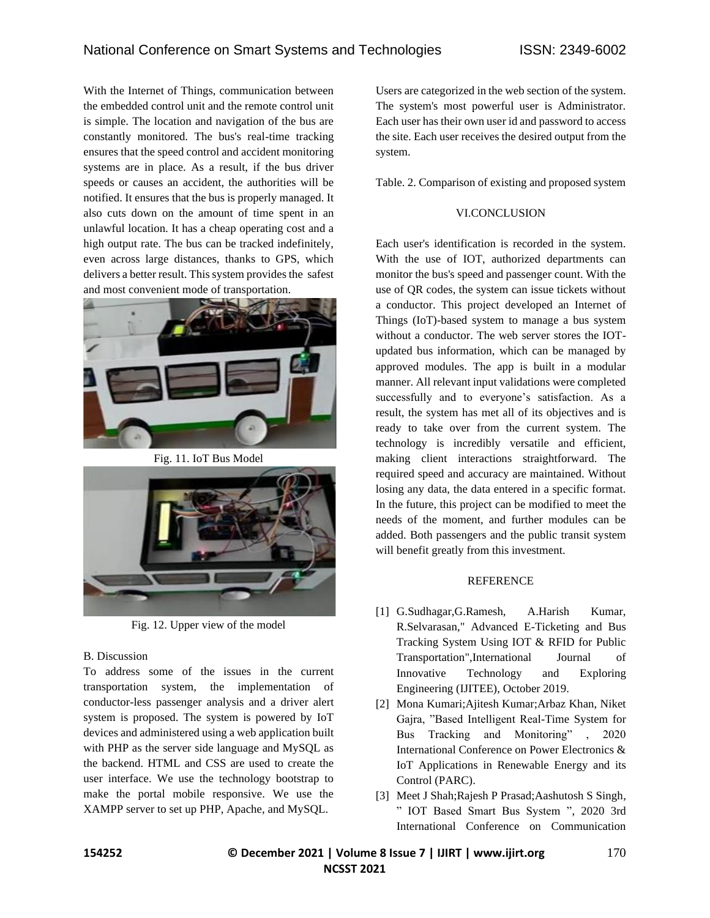With the Internet of Things, communication between the embedded control unit and the remote control unit is simple. The location and navigation of the bus are constantly monitored. The bus's real-time tracking ensures that the speed control and accident monitoring systems are in place. As a result, if the bus driver speeds or causes an accident, the authorities will be notified. It ensures that the bus is properly managed. It also cuts down on the amount of time spent in an unlawful location. It has a cheap operating cost and a high output rate. The bus can be tracked indefinitely, even across large distances, thanks to GPS, which delivers a better result. This system provides the safest and most convenient mode of transportation.

Fig. 11. IoT Bus Model

Fig. 12. Upper view of the model

B. Discussion

To address some of the issues in the current transportation system, the implementation of conductor-less passenger analysis and a driver alert system is proposed. The system is powered by IoT devices and administered using a web application built with PHP as the server side language and MySQL as the backend. HTML and CSS are used to create the user interface. We use the technology bootstrap to make the portal mobile responsive. We use the XAMPP server to set up PHP, Apache, and MySQL.

Users are categorized in the web section of the system. The system's most powerful user is Administrator. Each user has their own user id and password to access the site. Each user receives the desired output from the system.

Table. 2. Comparison of existing and proposed system

## VI.CONCLUSION

Each user's identification is recorded in the system. With the use of IOT, authorized departments can monitor the bus's speed and passenger count. With the use of QR codes, the system can issue tickets without a conductor. This project developed an Internet of Things (IoT)-based system to manage a bus system without a conductor. The web server stores the IOT-updated bus information, which can be managed by approved modules. The app is built in a modular manner. All relevant input validations were completed successfully and to everyone's satisfaction. As a result, the system has met all of its objectives and is ready to take over from the current system. The technology is incredibly versatile and efficient, making client interactions straightforward. The required speed and accuracy are maintained. Without losing any data, the data entered in a specific format. In the future, this project can be modified to meet the needs of the moment, and further modules can be added. Both passengers and the public transit system will benefit greatly from this investment.

## REFERENCE

[1] G.Sudhagar,G.Ramesh, A.Harish Kumar, R.Selvarasan," Advanced E-Ticketing and Bus Tracking System Using IOT & RFID for Public Transportation",International Journal of Innovative Technology and Exploring Engineering (IJITEE), October 2019.

[2] Mona Kumari;Ajitesh Kumar;Arbaz Khan, Niket Gajra, "Based Intelligent Real-Time System for Bus Tracking and Monitoring" , 2020 International Conference on Power Electronics & IoT Applications in Renewable Energy and its Control (PARC).

[3] Meet J Shah;Rajesh P Prasad;Aashutosh S Singh, " IOT Based Smart Bus System ", 2020 3rd International Conference on Communication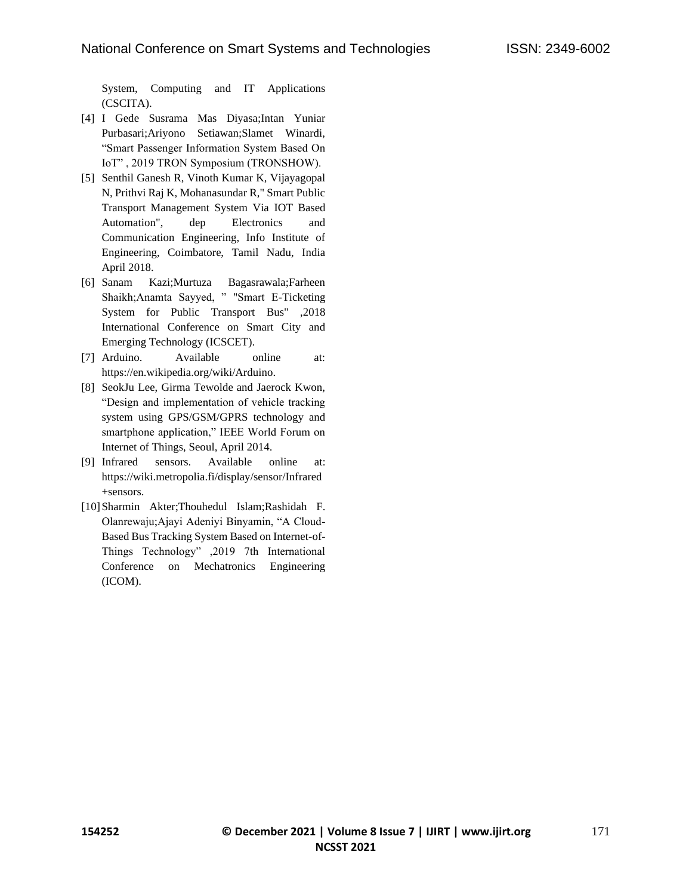System, Computing and IT Applications (CSCITA).

[4] I Gede Susrama Mas Diyasa;Intan Yuniar Purbasari;Ariyono Setiawan;Slamet Winardi, "Smart Passenger Information System Based On IoT" , 2019 TRON Symposium (TRONSHOW).

[5] Senthil Ganesh R, Vinoth Kumar K, Vijayagopal N, Prithvi Raj K, Mohanasundar R," Smart Public Transport Management System Via IOT Based Automation", dep Electronics and Communication Engineering, Info Institute of Engineering, Coimbatore, Tamil Nadu, India April 2018.

[6] Sanam Kazi;Murtuza Bagasrawala;Farheen Shaikh;Anamta Sayyed, " "Smart E-Ticketing System for Public Transport Bus" ,2018 International Conference on Smart City and Emerging Technology (ICSCET).

[7] Arduino. Available online at: https://en.wikipedia.org/wiki/Arduino.

[8] SeokJu Lee, Girma Tewolde and Jaerock Kwon, "Design and implementation of vehicle tracking system using GPS/GSM/GPRS technology and smartphone application," IEEE World Forum on Internet of Things, Seoul, April 2014.

[9] Infrared sensors. Available online at: https://wiki.metropolia.fi/display/sensor/Infrared+sensors.

[10] Sharmin Akter;Thouhedul Islam;Rashidah F. Olanrewaju;Ajayi Adeniyi Binyamin, "A Cloud-Based Bus Tracking System Based on Internet-of-Things Technology" ,2019 7th International Conference on Mechatronics Engineering (ICOM).